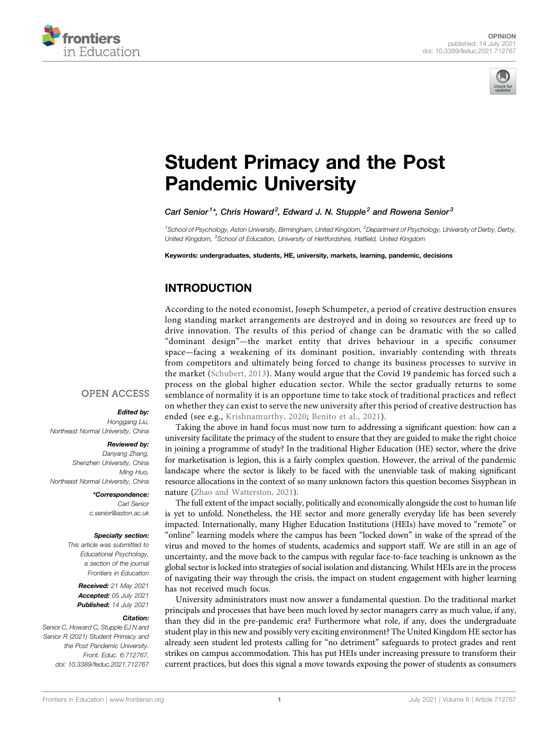OPINION
published: 14 July 2021
doi: 10.3389/feduc.2021.712767

# Student Primacy and the Post Pandemic University

Carl Senior[1]*, Chris Howard[2], Edward J. N. Stupple[2] and Rowena Senior[3]

[1]School of Psychology, Aston University, Birmingham, United Kingdom, [2]Department of Psychology, University of Derby, Derby, United Kingdom, [3]School of Education, University of Hertfordshire, Hatfield, United Kingdom

**Keywords: undergraduates, students, HE, university, markets, learning, pandemic, decisions**

OPEN ACCESS

***Edited by:***
Honggang Liu,
Northeast Normal University, China

***Reviewed by:***
Danyang Zhang,
Shenzhen University, China
Ming Huo,
Northeast Normal University, China

***\*Correspondence:***
Carl Senior
c.senior@aston.ac.uk

***Specialty section:***
This article was submitted to Educational Psychology, a section of the journal Frontiers in Education

***Received:*** 21 May 2021
***Accepted:*** 05 July 2021
***Published:*** 14 July 2021

***Citation:***
Senior C, Howard C, Stupple EJ N and Senior R (2021) Student Primacy and the Post Pandemic University. Front. Educ. 6:712767. doi: 10.3389/feduc.2021.712767

## INTRODUCTION

According to the noted economist, Joseph Schumpeter, a period of creative destruction ensures long standing market arrangements are destroyed and in doing so resources are freed up to drive innovation. The results of this period of change can be dramatic with the so called "dominant design"—the market entity that drives behaviour in a specific consumer space—facing a weakening of its dominant position, invariably contending with threats from competitors and ultimately being forced to change its business processes to survive in the market (Schubert, 2013). Many would argue that the Covid 19 pandemic has forced such a process on the global higher education sector. While the sector gradually returns to some semblance of normality it is an opportune time to take stock of traditional practices and reflect on whether they can exist to serve the new university after this period of creative destruction has ended (see e.g., Krishnamurthy, 2020; Benito et al., 2021).

Taking the above in hand focus must now turn to addressing a significant question: how can a university facilitate the primacy of the student to ensure that they are guided to make the right choice in joining a programme of study? In the traditional Higher Education (HE) sector, where the drive for marketisation is legion, this is a fairly complex question. However, the arrival of the pandemic landscape where the sector is likely to be faced with the unenviable task of making significant resource allocations in the context of so many unknown factors this question becomes Sisyphean in nature (Zhao and Watterston, 2021).

The full extent of the impact socially, politically and economically alongside the cost to human life is yet to unfold. Nonetheless, the HE sector and more generally everyday life has been severely impacted. Internationally, many Higher Education Institutions (HEIs) have moved to "remote" or "online" learning models where the campus has been "locked down" in wake of the spread of the virus and moved to the homes of students, academics and support staff. We are still in an age of uncertainty, and the move back to the campus with regular face-to-face teaching is unknown as the global sector is locked into strategies of social isolation and distancing. Whilst HEIs are in the process of navigating their way through the crisis, the impact on student engagement with higher learning has not received much focus.

University administrators must now answer a fundamental question. Do the traditional market principals and processes that have been much loved by sector managers carry as much value, if any, than they did in the pre-pandemic era? Furthermore what role, if any, does the undergraduate student play in this new and possibly very exciting environment? The United Kingdom HE sector has already seen student led protests calling for "no detriment" safeguards to protect grades and rent strikes on campus accommodation. This has put HEIs under increasing pressure to transform their current practices, but does this signal a move towards exposing the power of students as consumers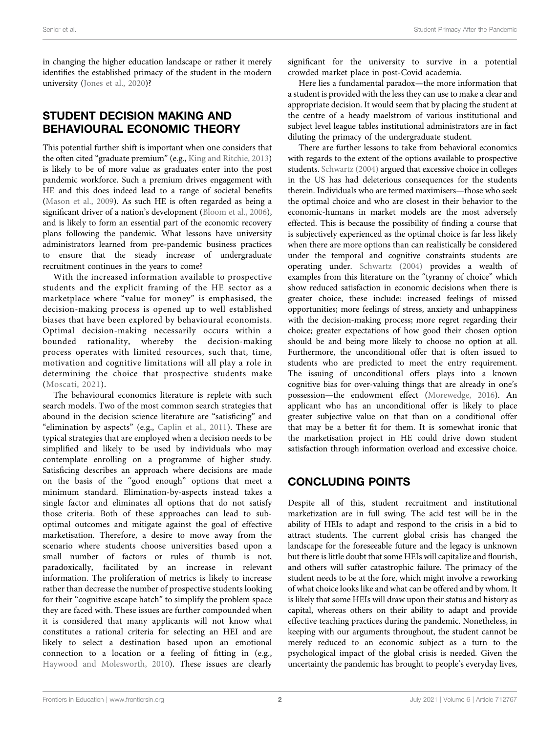in changing the higher education landscape or rather it merely identifies the established primacy of the student in the modern university (Jones et al., 2020)?

## STUDENT DECISION MAKING AND BEHAVIOURAL ECONOMIC THEORY

This potential further shift is important when one considers that the often cited "graduate premium" (e.g., King and Ritchie, 2013) is likely to be of more value as graduates enter into the post pandemic workforce. Such a premium drives engagement with HE and this does indeed lead to a range of societal benefits (Mason et al., 2009). As such HE is often regarded as being a significant driver of a nation's development (Bloom et al., 2006), and is likely to form an essential part of the economic recovery plans following the pandemic. What lessons have university administrators learned from pre-pandemic business practices to ensure that the steady increase of undergraduate recruitment continues in the years to come?

With the increased information available to prospective students and the explicit framing of the HE sector as a marketplace where "value for money" is emphasised, the decision-making process is opened up to well established biases that have been explored by behavioural economists. Optimal decision-making necessarily occurs within a bounded rationality, whereby the decision-making process operates with limited resources, such that, time, motivation and cognitive limitations will all play a role in determining the choice that prospective students make (Moscati, 2021).

The behavioural economics literature is replete with such search models. Two of the most common search strategies that abound in the decision science literature are "satisficing" and "elimination by aspects" (e.g., Caplin et al., 2011). These are typical strategies that are employed when a decision needs to be simplified and likely to be used by individuals who may contemplate enrolling on a programme of higher study. Satisficing describes an approach where decisions are made on the basis of the "good enough" options that meet a minimum standard. Elimination-by-aspects instead takes a single factor and eliminates all options that do not satisfy those criteria. Both of these approaches can lead to sub-optimal outcomes and mitigate against the goal of effective marketisation. Therefore, a desire to move away from the scenario where students choose universities based upon a small number of factors or rules of thumb is not, paradoxically, facilitated by an increase in relevant information. The proliferation of metrics is likely to increase rather than decrease the number of prospective students looking for their "cognitive escape hatch" to simplify the problem space they are faced with. These issues are further compounded when it is considered that many applicants will not know what constitutes a rational criteria for selecting an HEI and are likely to select a destination based upon an emotional connection to a location or a feeling of fitting in (e.g., Haywood and Molesworth, 2010). These issues are clearly significant for the university to survive in a potential crowded market place in post-Covid academia.

Here lies a fundamental paradox—the more information that a student is provided with the less they can use to make a clear and appropriate decision. It would seem that by placing the student at the centre of a heady maelstrom of various institutional and subject level league tables institutional administrators are in fact diluting the primacy of the undergraduate student.

There are further lessons to take from behavioral economics with regards to the extent of the options available to prospective students. Schwartz (2004) argued that excessive choice in colleges in the US has had deleterious consequences for the students therein. Individuals who are termed maximisers—those who seek the optimal choice and who are closest in their behavior to the economic-humans in market models are the most adversely effected. This is because the possibility of finding a course that is subjectively experienced as the optimal choice is far less likely when there are more options than can realistically be considered under the temporal and cognitive constraints students are operating under. Schwartz (2004) provides a wealth of examples from this literature on the "tyranny of choice" which show reduced satisfaction in economic decisions when there is greater choice, these include: increased feelings of missed opportunities; more feelings of stress, anxiety and unhappiness with the decision-making process; more regret regarding their choice; greater expectations of how good their chosen option should be and being more likely to choose no option at all. Furthermore, the unconditional offer that is often issued to students who are predicted to meet the entry requirement. The issuing of unconditional offers plays into a known cognitive bias for over-valuing things that are already in one's possession—the endowment effect (Morewedge, 2016). An applicant who has an unconditional offer is likely to place greater subjective value on that than on a conditional offer that may be a better fit for them. It is somewhat ironic that the marketisation project in HE could drive down student satisfaction through information overload and excessive choice.

## CONCLUDING POINTS

Despite all of this, student recruitment and institutional marketization are in full swing. The acid test will be in the ability of HEIs to adapt and respond to the crisis in a bid to attract students. The current global crisis has changed the landscape for the foreseeable future and the legacy is unknown but there is little doubt that some HEIs will capitalize and flourish, and others will suffer catastrophic failure. The primacy of the student needs to be at the fore, which might involve a reworking of what choice looks like and what can be offered and by whom. It is likely that some HEIs will draw upon their status and history as capital, whereas others on their ability to adapt and provide effective teaching practices during the pandemic. Nonetheless, in keeping with our arguments throughout, the student cannot be merely reduced to an economic subject as a turn to the psychological impact of the global crisis is needed. Given the uncertainty the pandemic has brought to people's everyday lives,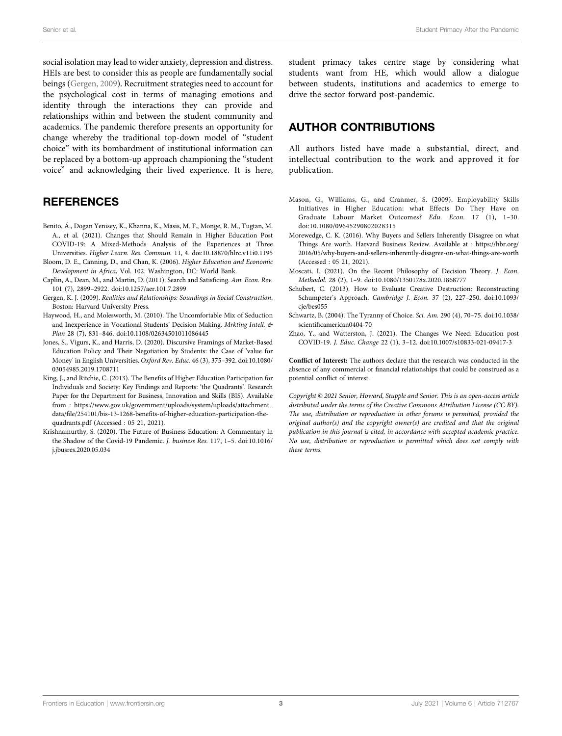social isolation may lead to wider anxiety, depression and distress. HEIs are best to consider this as people are fundamentally social beings (Gergen, 2009). Recruitment strategies need to account for the psychological cost in terms of managing emotions and identity through the interactions they can provide and relationships within and between the student community and academics. The pandemic therefore presents an opportunity for change whereby the traditional top-down model of "student choice" with its bombardment of institutional information can be replaced by a bottom-up approach championing the "student voice" and acknowledging their lived experience. It is here, student primacy takes centre stage by considering what students want from HE, which would allow a dialogue between students, institutions and academics to emerge to drive the sector forward post-pandemic.

## AUTHOR CONTRIBUTIONS

All authors listed have made a substantial, direct, and intellectual contribution to the work and approved it for publication.

## REFERENCES

Benito, Á., Dogan Yenisey, K., Khanna, K., Masis, M. F., Monge, R. M., Tugtan, M. A., et al. (2021). Changes that Should Remain in Higher Education Post COVID-19: A Mixed-Methods Analysis of the Experiences at Three Universities. *Higher Learn. Res. Commun.* 11, 4. doi:10.18870/hlrc.v11i0.1195

Bloom, D. E., Canning, D., and Chan, K. (2006). *Higher Education and Economic Development in Africa*, Vol. 102. Washington, DC: World Bank.

Caplin, A., Dean, M., and Martin, D. (2011). Search and Satisficing. *Am. Econ. Rev.* 101 (7), 2899–2922. doi:10.1257/aer.101.7.2899

Gergen, K. J. (2009). *Realities and Relationships: Soundings in Social Construction*. Boston: Harvard University Press.

Haywood, H., and Molesworth, M. (2010). The Uncomfortable Mix of Seduction and Inexperience in Vocational Students' Decision Making. *Mrkting Intell. & Plan* 28 (7), 831–846. doi:10.1108/02634501011086445

Jones, S., Vigurs, K., and Harris, D. (2020). Discursive Framings of Market-Based Education Policy and Their Negotiation by Students: the Case of 'value for Money' in English Universities. *Oxford Rev. Educ.* 46 (3), 375–392. doi:10.1080/03054985.2019.1708711

King, J., and Ritchie, C. (2013). The Benefits of Higher Education Participation for Individuals and Society: Key Findings and Reports: 'the Quadrants'. Research Paper for the Department for Business, Innovation and Skills (BIS). Available from : https://www.gov.uk/government/uploads/system/uploads/attachment_data/file/254101/bis-13-1268-benefits-of-higher-education-participation-the-quadrants.pdf (Accessed : 05 21, 2021).

Krishnamurthy, S. (2020). The Future of Business Education: A Commentary in the Shadow of the Covid-19 Pandemic. *J. business Res.* 117, 1–5. doi:10.1016/j.jbusres.2020.05.034

Mason, G., Williams, G., and Cranmer, S. (2009). Employability Skills Initiatives in Higher Education: what Effects Do They Have on Graduate Labour Market Outcomes? *Edu. Econ.* 17 (1), 1–30. doi:10.1080/09645290802028315

Morewedge, C. K. (2016). Why Buyers and Sellers Inherently Disagree on what Things Are worth. Harvard Business Review. Available at : https://hbr.org/2016/05/why-buyers-and-sellers-inherently-disagree-on-what-things-are-worth (Accessed : 05 21, 2021).

Moscati, I. (2021). On the Recent Philosophy of Decision Theory. *J. Econ. Methodol.* 28 (2), 1–9. doi:10.1080/1350178x.2020.1868777

Schubert, C. (2013). How to Evaluate Creative Destruction: Reconstructing Schumpeter's Approach. *Cambridge J. Econ.* 37 (2), 227–250. doi:10.1093/cje/bes055

Schwartz, B. (2004). The Tyranny of Choice. *Sci. Am.* 290 (4), 70–75. doi:10.1038/scientificamerican0404-70

Zhao, Y., and Watterston, J. (2021). The Changes We Need: Education post COVID-19. *J. Educ. Change* 22 (1), 3–12. doi:10.1007/s10833-021-09417-3

**Conflict of Interest:** The authors declare that the research was conducted in the absence of any commercial or financial relationships that could be construed as a potential conflict of interest.

*Copyright © 2021 Senior, Howard, Stupple and Senior. This is an open-access article distributed under the terms of the Creative Commons Attribution License (CC BY). The use, distribution or reproduction in other forums is permitted, provided the original author(s) and the copyright owner(s) are credited and that the original publication in this journal is cited, in accordance with accepted academic practice. No use, distribution or reproduction is permitted which does not comply with these terms.*